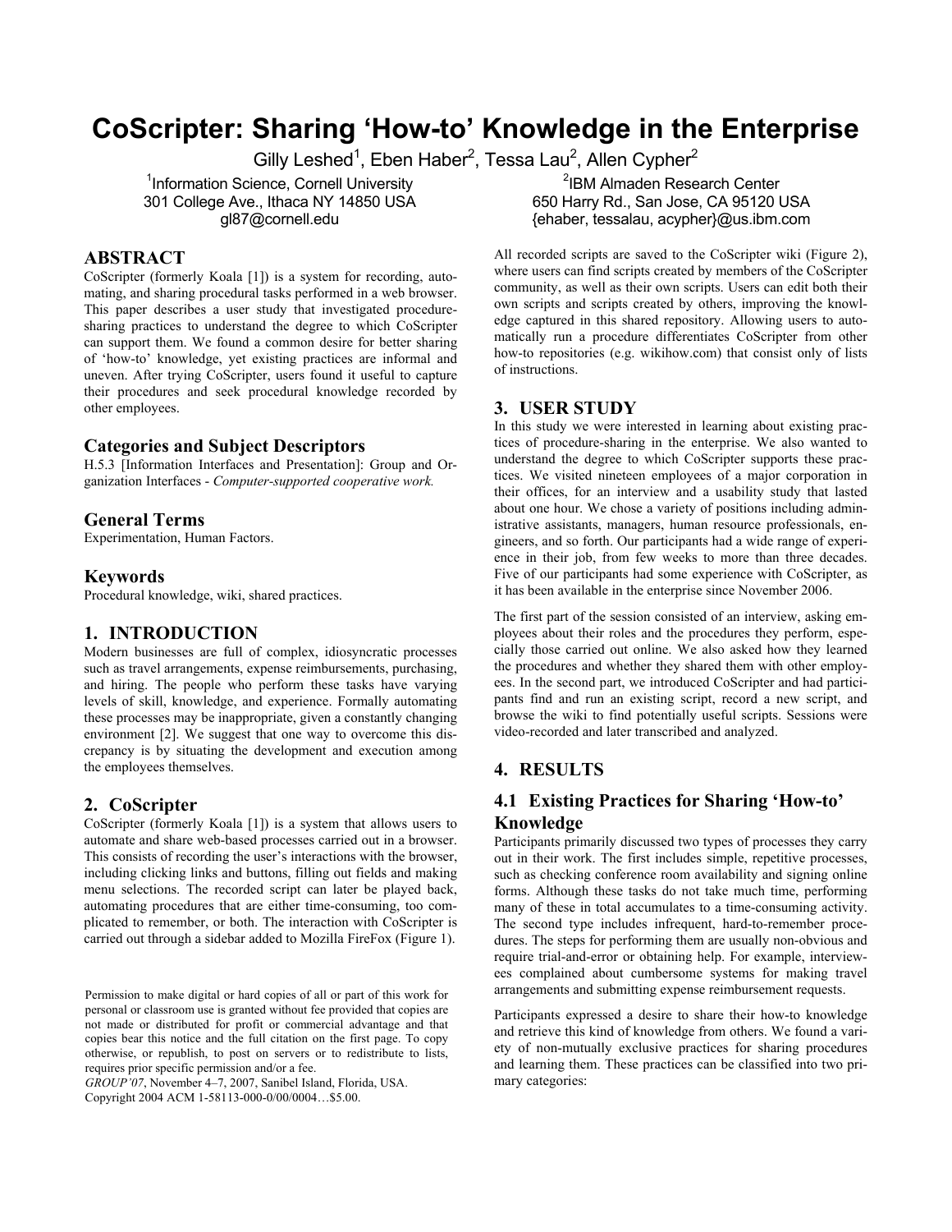# CoScripter: Sharing 'How-to' Knowledge in the Enterprise

Gilly Leshed[1], Eben Haber[2], Tessa Lau[2], Allen Cypher[2]

[1]Information Science, Cornell University
301 College Ave., Ithaca NY 14850 USA
gl87@cornell.edu

[2]IBM Almaden Research Center
650 Harry Rd., San Jose, CA 95120 USA
{ehaber, tessalau, acypher}@us.ibm.com

## ABSTRACT

CoScripter (formerly Koala [1]) is a system for recording, automating, and sharing procedural tasks performed in a web browser. This paper describes a user study that investigated procedure-sharing practices to understand the degree to which CoScripter can support them. We found a common desire for better sharing of 'how-to' knowledge, yet existing practices are informal and uneven. After trying CoScripter, users found it useful to capture their procedures and seek procedural knowledge recorded by other employees.

### Categories and Subject Descriptors

H.5.3 [Information Interfaces and Presentation]: Group and Organization Interfaces - *Computer-supported cooperative work.*

### General Terms

Experimentation, Human Factors.

### Keywords

Procedural knowledge, wiki, shared practices.

## 1. INTRODUCTION

Modern businesses are full of complex, idiosyncratic processes such as travel arrangements, expense reimbursements, purchasing, and hiring. The people who perform these tasks have varying levels of skill, knowledge, and experience. Formally automating these processes may be inappropriate, given a constantly changing environment [2]. We suggest that one way to overcome this discrepancy is by situating the development and execution among the employees themselves.

## 2. CoScripter

CoScripter (formerly Koala [1]) is a system that allows users to automate and share web-based processes carried out in a browser. This consists of recording the user's interactions with the browser, including clicking links and buttons, filling out fields and making menu selections. The recorded script can later be played back, automating procedures that are either time-consuming, too complicated to remember, or both. The interaction with CoScripter is carried out through a sidebar added to Mozilla FireFox (Figure 1).

Permission to make digital or hard copies of all or part of this work for personal or classroom use is granted without fee provided that copies are not made or distributed for profit or commercial advantage and that copies bear this notice and the full citation on the first page. To copy otherwise, or republish, to post on servers or to redistribute to lists, requires prior specific permission and/or a fee.
*GROUP'07*, November 4–7, 2007, Sanibel Island, Florida, USA.
Copyright 2004 ACM 1-58113-000-0/00/0004…$5.00.

All recorded scripts are saved to the CoScripter wiki (Figure 2), where users can find scripts created by members of the CoScripter community, as well as their own scripts. Users can edit both their own scripts and scripts created by others, improving the knowledge captured in this shared repository. Allowing users to automatically run a procedure differentiates CoScripter from other how-to repositories (e.g. wikihow.com) that consist only of lists of instructions.

## 3. USER STUDY

In this study we were interested in learning about existing practices of procedure-sharing in the enterprise. We also wanted to understand the degree to which CoScripter supports these practices. We visited nineteen employees of a major corporation in their offices, for an interview and a usability study that lasted about one hour. We chose a variety of positions including administrative assistants, managers, human resource professionals, engineers, and so forth. Our participants had a wide range of experience in their job, from few weeks to more than three decades. Five of our participants had some experience with CoScripter, as it has been available in the enterprise since November 2006.

The first part of the session consisted of an interview, asking employees about their roles and the procedures they perform, especially those carried out online. We also asked how they learned the procedures and whether they shared them with other employees. In the second part, we introduced CoScripter and had participants find and run an existing script, record a new script, and browse the wiki to find potentially useful scripts. Sessions were video-recorded and later transcribed and analyzed.

## 4. RESULTS

### 4.1 Existing Practices for Sharing 'How-to' Knowledge

Participants primarily discussed two types of processes they carry out in their work. The first includes simple, repetitive processes, such as checking conference room availability and signing online forms. Although these tasks do not take much time, performing many of these in total accumulates to a time-consuming activity. The second type includes infrequent, hard-to-remember procedures. The steps for performing them are usually non-obvious and require trial-and-error or obtaining help. For example, interviewees complained about cumbersome systems for making travel arrangements and submitting expense reimbursement requests.

Participants expressed a desire to share their how-to knowledge and retrieve this kind of knowledge from others. We found a variety of non-mutually exclusive practices for sharing procedures and learning them. These practices can be classified into two primary categories: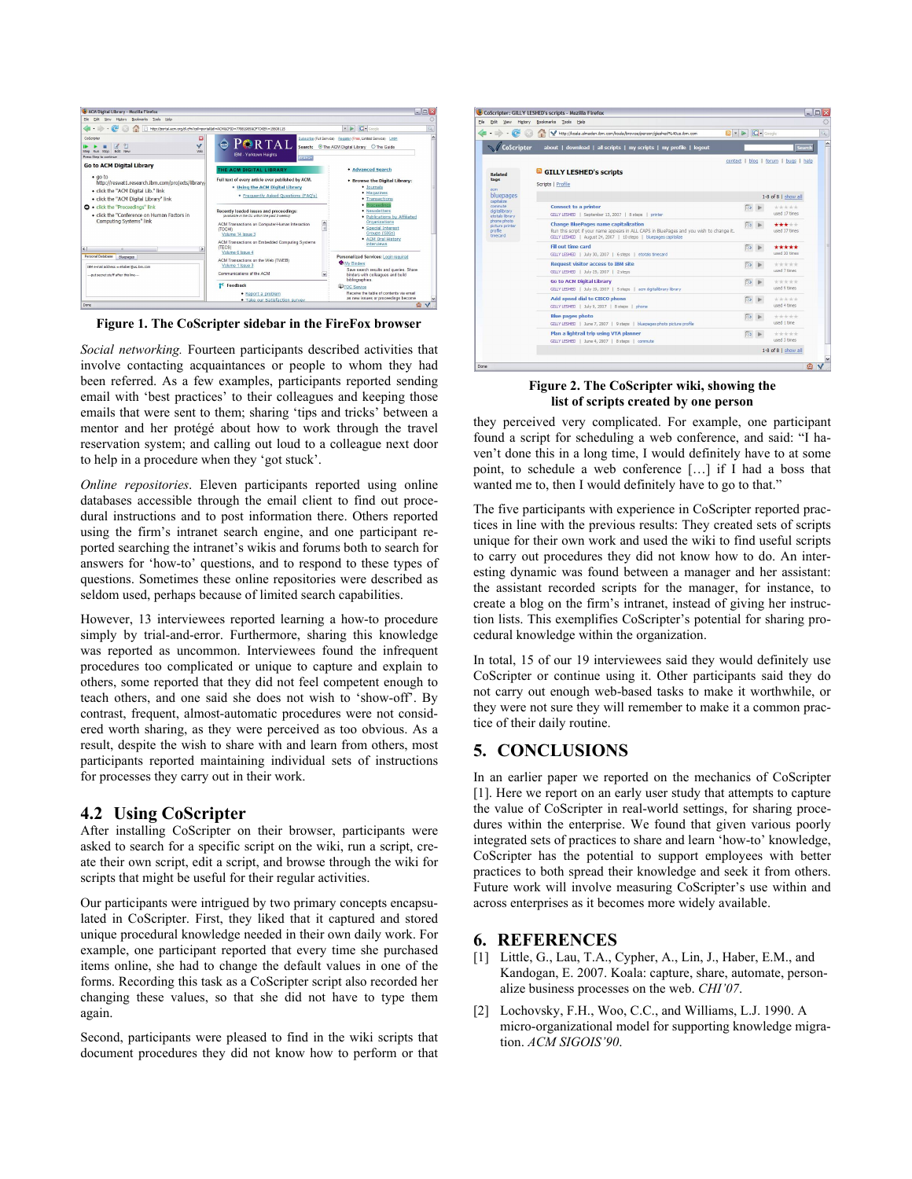Figure 1. The CoScripter sidebar in the FireFox browser

*Social networking.* Fourteen participants described activities that involve contacting acquaintances or people to whom they had been referred. As a few examples, participants reported sending email with 'best practices' to their colleagues and keeping those emails that were sent to them; sharing 'tips and tricks' between a mentor and her protégé about how to work through the travel reservation system; and calling out loud to a colleague next door to help in a procedure when they 'got stuck'.

*Online repositories.* Eleven participants reported using online databases accessible through the email client to find out procedural instructions and to post information there. Others reported using the firm's intranet search engine, and one participant reported searching the intranet's wikis and forums both to search for answers for 'how-to' questions, and to respond to these types of questions. Sometimes these online repositories were described as seldom used, perhaps because of limited search capabilities.

However, 13 interviewees reported learning a how-to procedure simply by trial-and-error. Furthermore, sharing this knowledge was reported as uncommon. Interviewees found the infrequent procedures too complicated or unique to capture and explain to others, some reported that they did not feel competent enough to teach others, and one said she does not wish to 'show-off'. By contrast, frequent, almost-automatic procedures were not considered worth sharing, as they were perceived as too obvious. As a result, despite the wish to share with and learn from others, most participants reported maintaining individual sets of instructions for processes they carry out in their work.

## 4.2 Using CoScripter

After installing CoScripter on their browser, participants were asked to search for a specific script on the wiki, run a script, create their own script, edit a script, and browse through the wiki for scripts that might be useful for their regular activities.

Our participants were intrigued by two primary concepts encapsulated in CoScripter. First, they liked that it captured and stored unique procedural knowledge needed in their own daily work. For example, one participant reported that every time she purchased items online, she had to change the default values in one of the forms. Recording this task as a CoScripter script also recorded her changing these values, so that she did not have to type them again.

Second, participants were pleased to find in the wiki scripts that document procedures they did not know how to perform or that they perceived very complicated. For example, one participant found a script for scheduling a web conference, and said: "I haven't done this in a long time, I would definitely have to at some point, to schedule a web conference […] if I had a boss that wanted me to, then I would definitely have to go to that."

Figure 2. The CoScripter wiki, showing the list of scripts created by one person

The five participants with experience in CoScripter reported practices in line with the previous results: They created sets of scripts unique for their own work and used the wiki to find useful scripts to carry out procedures they did not know how to do. An interesting dynamic was found between a manager and her assistant: the assistant recorded scripts for the manager, for instance, to create a blog on the firm's intranet, instead of giving her instruction lists. This exemplifies CoScripter's potential for sharing procedural knowledge within the organization.

In total, 15 of our 19 interviewees said they would definitely use CoScripter or continue using it. Other participants said they do not carry out enough web-based tasks to make it worthwhile, or they were not sure they will remember to make it a common practice of their daily routine.

# 5. CONCLUSIONS

In an earlier paper we reported on the mechanics of CoScripter [1]. Here we report on an early user study that attempts to capture the value of CoScripter in real-world settings, for sharing procedures within the enterprise. We found that given various poorly integrated sets of practices to share and learn 'how-to' knowledge, CoScripter has the potential to support employees with better practices to both spread their knowledge and seek it from others. Future work will involve measuring CoScripter's use within and across enterprises as it becomes more widely available.

# 6. REFERENCES

[1] Little, G., Lau, T.A., Cypher, A., Lin, J., Haber, E.M., and Kandogan, E. 2007. Koala: capture, share, automate, personalize business processes on the web. *CHI'07*.

[2] Lochovsky, F.H., Woo, C.C., and Williams, L.J. 1990. A micro-organizational model for supporting knowledge migration. *ACM SIGOIS'90*.